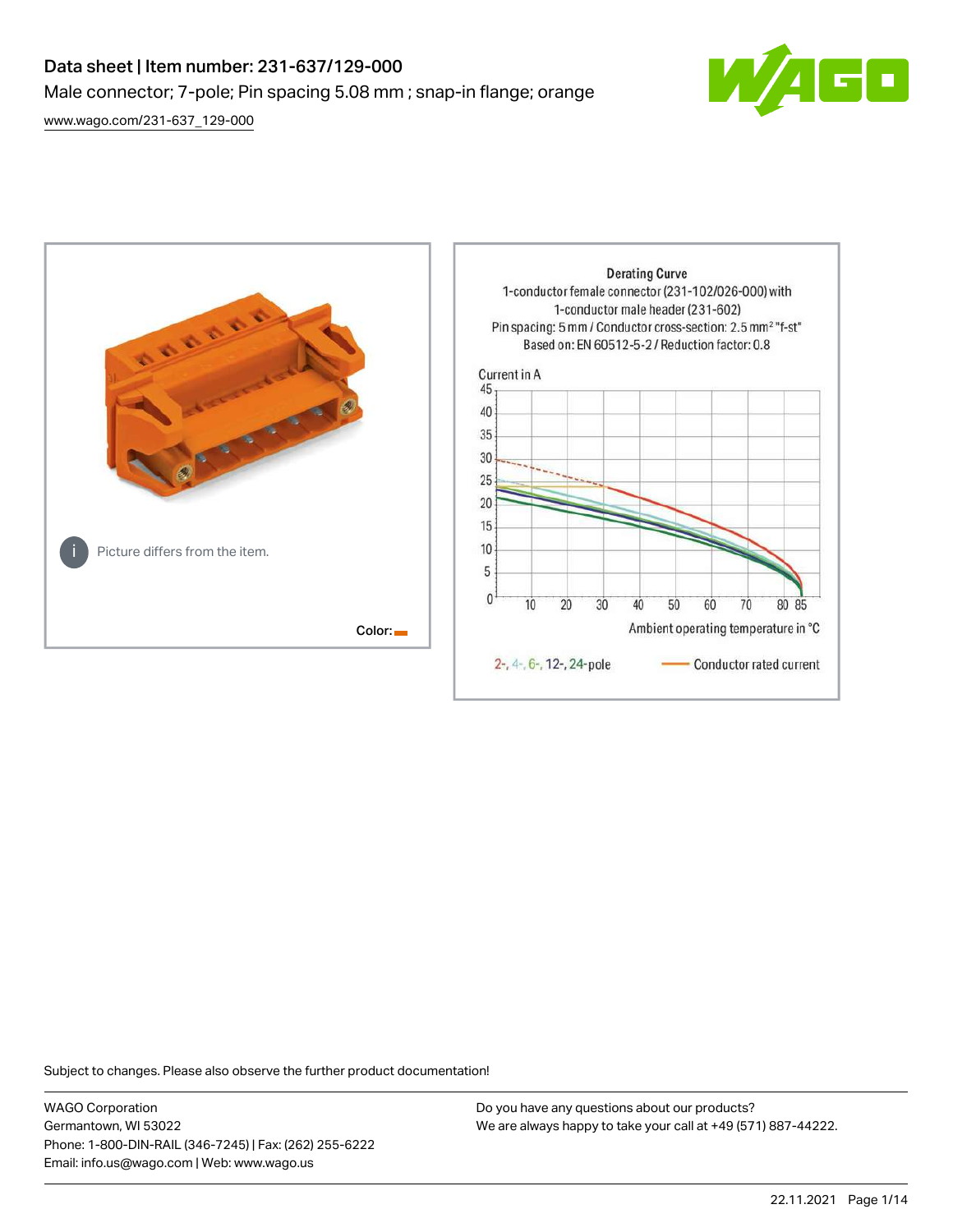# Data sheet | Item number: 231-637/129-000

Male connector; 7-pole; Pin spacing 5.08 mm ; snap-in flange; orange

www.wago.com/231-637_129-000

Picture differs from the item.

Color:

Derating Curve
1-conductor female connector (231-102/026-000) with
1-conductor male header (231-602)
Pin spacing: 5 mm / Conductor cross-section: 2.5 mm² "f-st"
Based on: EN 60512-5-2 / Reduction factor: 0.8

Current in A

Ambient operating temperature in °C

2-, 4-, 6-, 12-, 24-pole — Conductor rated current

Subject to changes. Please also observe the further product documentation!

WAGO Corporation
Germantown, WI 53022
Phone: 1-800-DIN-RAIL (346-7245) | Fax: (262) 255-6222
Email: info.us@wago.com | Web: www.wago.us

Do you have any questions about our products?
We are always happy to take your call at +49 (571) 887-44222.

22.11.2021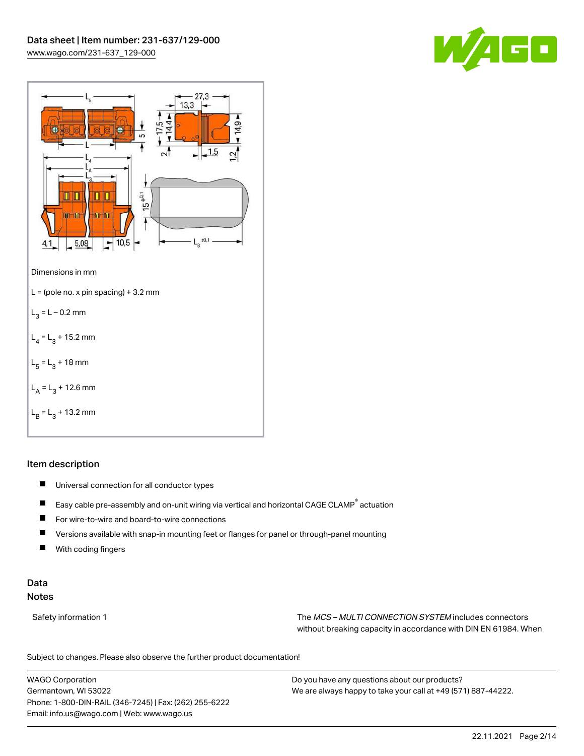Dimensions in mm

L = (pole no. x pin spacing) + 3.2 mm

$L_3$ = L – 0.2 mm

$L_4$ = $L_3$ + 15.2 mm

$L_5$ = $L_3$ + 18 mm

$L_A$ = $L_3$ + 12.6 mm

$L_B$ = $L_3$ + 13.2 mm

## Item description

- Universal connection for all conductor types
- Easy cable pre-assembly and on-unit wiring via vertical and horizontal CAGE CLAMP® actuation
- For wire-to-wire and board-to-wire connections
- Versions available with snap-in mounting feet or flanges for panel or through-panel mounting
- With coding fingers

## Data

### Notes

| | |
|---|---|
| Safety information 1 | The *MCS – MULTI CONNECTION SYSTEM* includes connectors without breaking capacity in accordance with DIN EN 61984. When |

Subject to changes. Please also observe the further product documentation!

WAGO Corporation
Germantown, WI 53022
Phone: 1-800-DIN-RAIL (346-7245) | Fax: (262) 255-6222
Email: info.us@wago.com | Web: www.wago.us

Do you have any questions about our products?
We are always happy to take your call at +49 (571) 887-44222.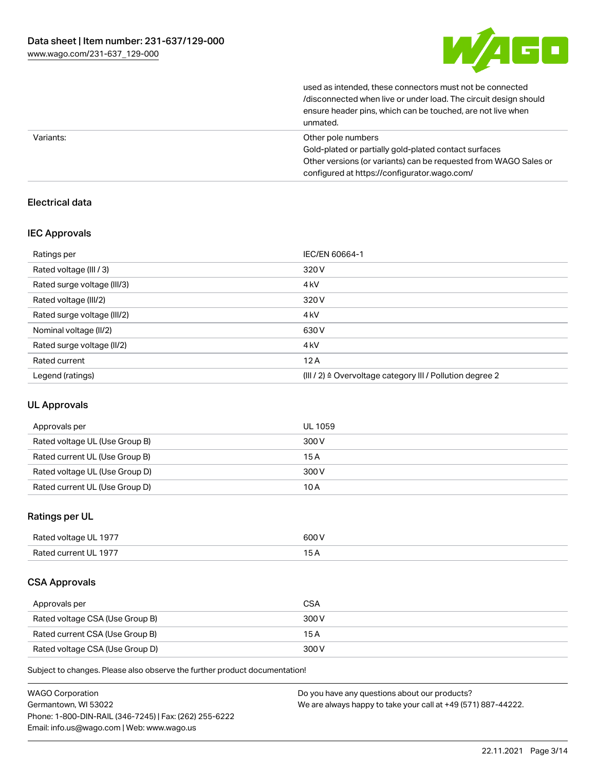| | |
|---|---|
| | used as intended, these connectors must not be connected /disconnected when live or under load. The circuit design should ensure header pins, which can be touched, are not live when unmated. |
| Variants: | Other pole numbers<br>Gold-plated or partially gold-plated contact surfaces<br>Other versions (or variants) can be requested from WAGO Sales or configured at https://configurator.wago.com/ |

## Electrical data

### IEC Approvals

| Ratings per | IEC/EN 60664-1 |
|---|---|
| Rated voltage (III / 3) | 320 V |
| Rated surge voltage (III/3) | 4 kV |
| Rated voltage (III/2) | 320 V |
| Rated surge voltage (III/2) | 4 kV |
| Nominal voltage (II/2) | 630 V |
| Rated surge voltage (II/2) | 4 kV |
| Rated current | 12 A |
| Legend (ratings) | (III / 2) ≙ Overvoltage category III / Pollution degree 2 |

### UL Approvals

| Approvals per | UL 1059 |
|---|---|
| Rated voltage UL (Use Group B) | 300 V |
| Rated current UL (Use Group B) | 15 A |
| Rated voltage UL (Use Group D) | 300 V |
| Rated current UL (Use Group D) | 10 A |

### Ratings per UL

| Rated voltage UL 1977 | 600 V |
|---|---|
| Rated current UL 1977 | 15 A |

### CSA Approvals

| Approvals per | CSA |
|---|---|
| Rated voltage CSA (Use Group B) | 300 V |
| Rated current CSA (Use Group B) | 15 A |
| Rated voltage CSA (Use Group D) | 300 V |

Subject to changes. Please also observe the further product documentation!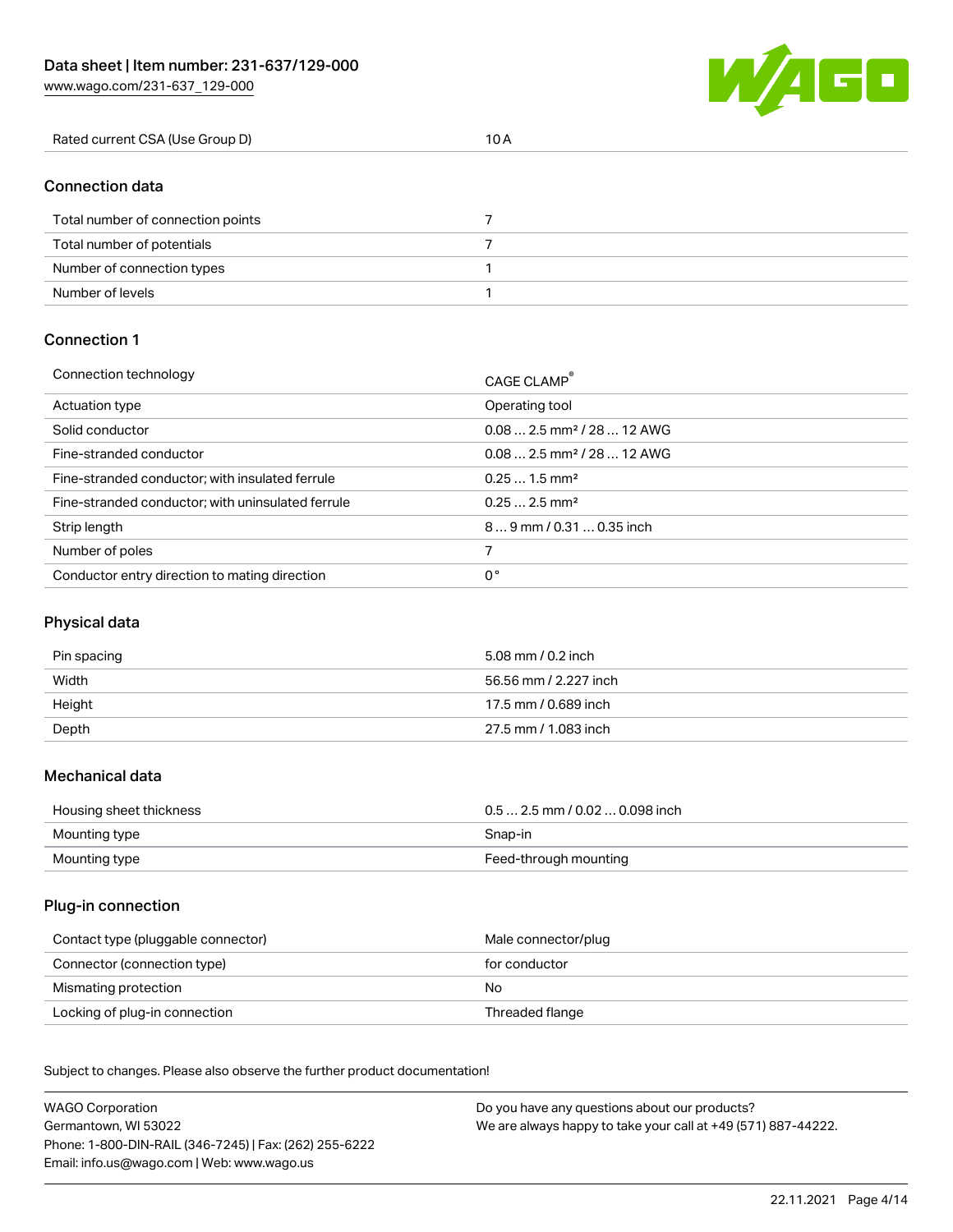| Rated current CSA (Use Group D) | 10 A |
| --- | --- |

## Connection data

| Total number of connection points | 7 |
| --- | --- |
| Total number of potentials | 7 |
| Number of connection types | 1 |
| Number of levels | 1 |

## Connection 1

| Connection technology | CAGE CLAMP® |
| --- | --- |
| Actuation type | Operating tool |
| Solid conductor | 0.08 … 2.5 mm² / 28 … 12 AWG |
| Fine-stranded conductor | 0.08 … 2.5 mm² / 28 … 12 AWG |
| Fine-stranded conductor; with insulated ferrule | 0.25 … 1.5 mm² |
| Fine-stranded conductor; with uninsulated ferrule | 0.25 … 2.5 mm² |
| Strip length | 8 … 9 mm / 0.31 … 0.35 inch |
| Number of poles | 7 |
| Conductor entry direction to mating direction | 0 ° |

## Physical data

| Pin spacing | 5.08 mm / 0.2 inch |
| --- | --- |
| Width | 56.56 mm / 2.227 inch |
| Height | 17.5 mm / 0.689 inch |
| Depth | 27.5 mm / 1.083 inch |

## Mechanical data

| Housing sheet thickness | 0.5 … 2.5 mm / 0.02 … 0.098 inch |
| --- | --- |
| Mounting type | Snap-in |
| Mounting type | Feed-through mounting |

## Plug-in connection

| Contact type (pluggable connector) | Male connector/plug |
| --- | --- |
| Connector (connection type) | for conductor |
| Mismating protection | No |
| Locking of plug-in connection | Threaded flange |

Subject to changes. Please also observe the further product documentation!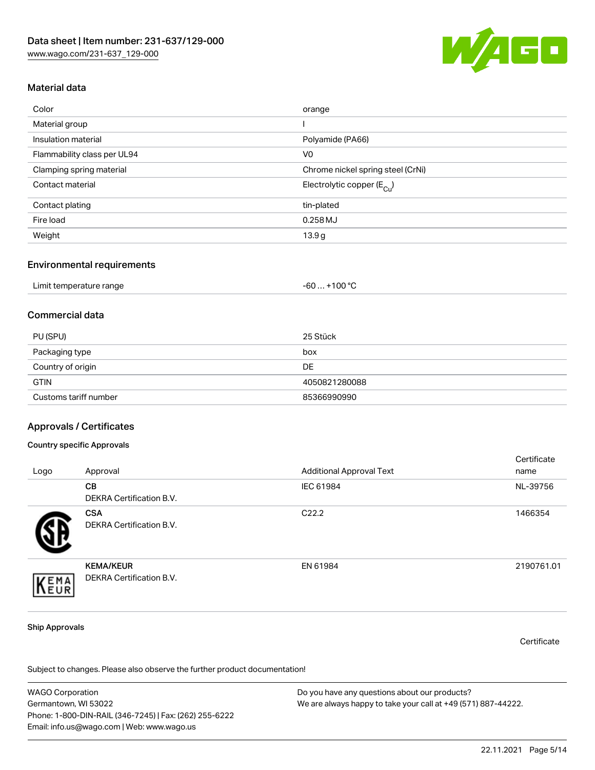## Material data

| | |
|---|---|
| Color | orange |
| Material group | I |
| Insulation material | Polyamide (PA66) |
| Flammability class per UL94 | V0 |
| Clamping spring material | Chrome nickel spring steel (CrNi) |
| Contact material | Electrolytic copper ($E_{Cu}$) |
| Contact plating | tin-plated |
| Fire load | 0.258 MJ |
| Weight | 13.9 g |

## Environmental requirements

| | |
|---|---|
| Limit temperature range | -60 … +100 °C |

## Commercial data

| | |
|---|---|
| PU (SPU) | 25 Stück |
| Packaging type | box |
| Country of origin | DE |
| GTIN | 4050821280088 |
| Customs tariff number | 85366990990 |

## Approvals / Certificates

### Country specific Approvals

| Logo | Approval | Additional Approval Text | Certificate name |
|---|---|---|---|
| | **CB** DEKRA Certification B.V. | IEC 61984 | NL-39756 |
| | **CSA** DEKRA Certification B.V. | C22.2 | 1466354 |
| | **KEMA/KEUR** DEKRA Certification B.V. | EN 61984 | 2190761.01 |

### Ship Approvals

Certificate

Subject to changes. Please also observe the further product documentation!

WAGO Corporation
Germantown, WI 53022
Phone: 1-800-DIN-RAIL (346-7245) | Fax: (262) 255-6222
Email: info.us@wago.com | Web: www.wago.us

Do you have any questions about our products?
We are always happy to take your call at +49 (571) 887-44222.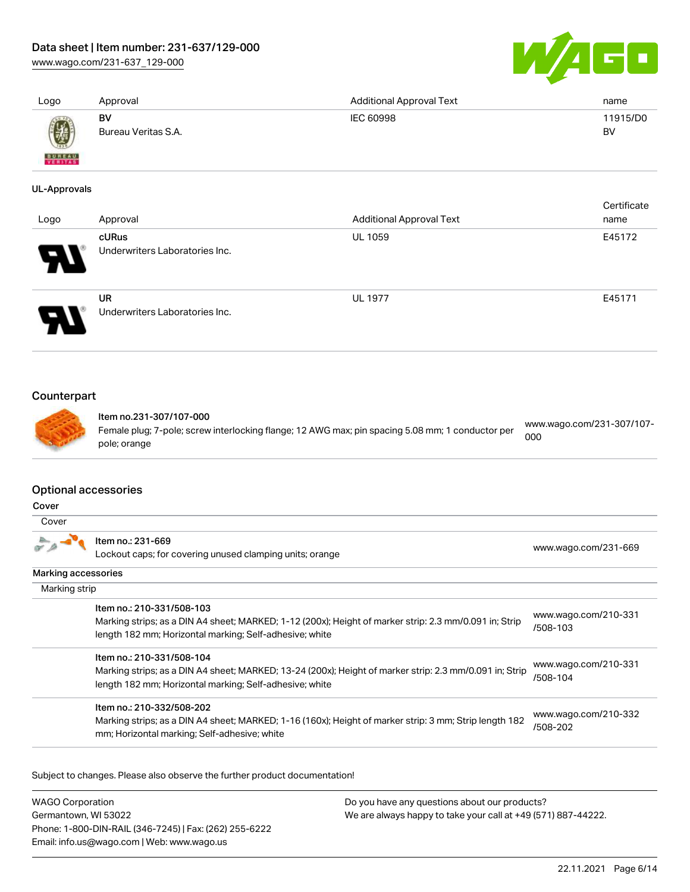| Logo | Approval | Additional Approval Text | name |
| --- | --- | --- | --- |
| | **BV**<br>Bureau Veritas S.A. | IEC 60998 | 11915/D0<br>BV |

**UL-Approvals**

| Logo | Approval | Additional Approval Text | Certificate name |
| --- | --- | --- | --- |
| | **cURus**<br>Underwriters Laboratories Inc. | UL 1059 | E45172 |
| | **UR**<br>Underwriters Laboratories Inc. | UL 1977 | E45171 |

## Counterpart

| Item | Link |
| --- | --- |
| **Item no.231-307/107-000**<br>Female plug; 7-pole; screw interlocking flange; 12 AWG max; pin spacing 5.08 mm; 1 conductor per pole; orange | www.wago.com/231-307/107-000 |

## Optional accessories

**Cover**

Cover

| Item | Link |
| --- | --- |
| **Item no.: 231-669**<br>Lockout caps; for covering unused clamping units; orange | www.wago.com/231-669 |

**Marking accessories**

Marking strip

| Item | Link |
| --- | --- |
| **Item no.: 210-331/508-103**<br>Marking strips; as a DIN A4 sheet; MARKED; 1-12 (200x); Height of marker strip: 2.3 mm/0.091 in; Strip length 182 mm; Horizontal marking; Self-adhesive; white | www.wago.com/210-331/508-103 |
| **Item no.: 210-331/508-104**<br>Marking strips; as a DIN A4 sheet; MARKED; 13-24 (200x); Height of marker strip: 2.3 mm/0.091 in; Strip length 182 mm; Horizontal marking; Self-adhesive; white | www.wago.com/210-331/508-104 |
| **Item no.: 210-332/508-202**<br>Marking strips; as a DIN A4 sheet; MARKED; 1-16 (160x); Height of marker strip: 3 mm; Strip length 182 mm; Horizontal marking; Self-adhesive; white | www.wago.com/210-332/508-202 |

Subject to changes. Please also observe the further product documentation!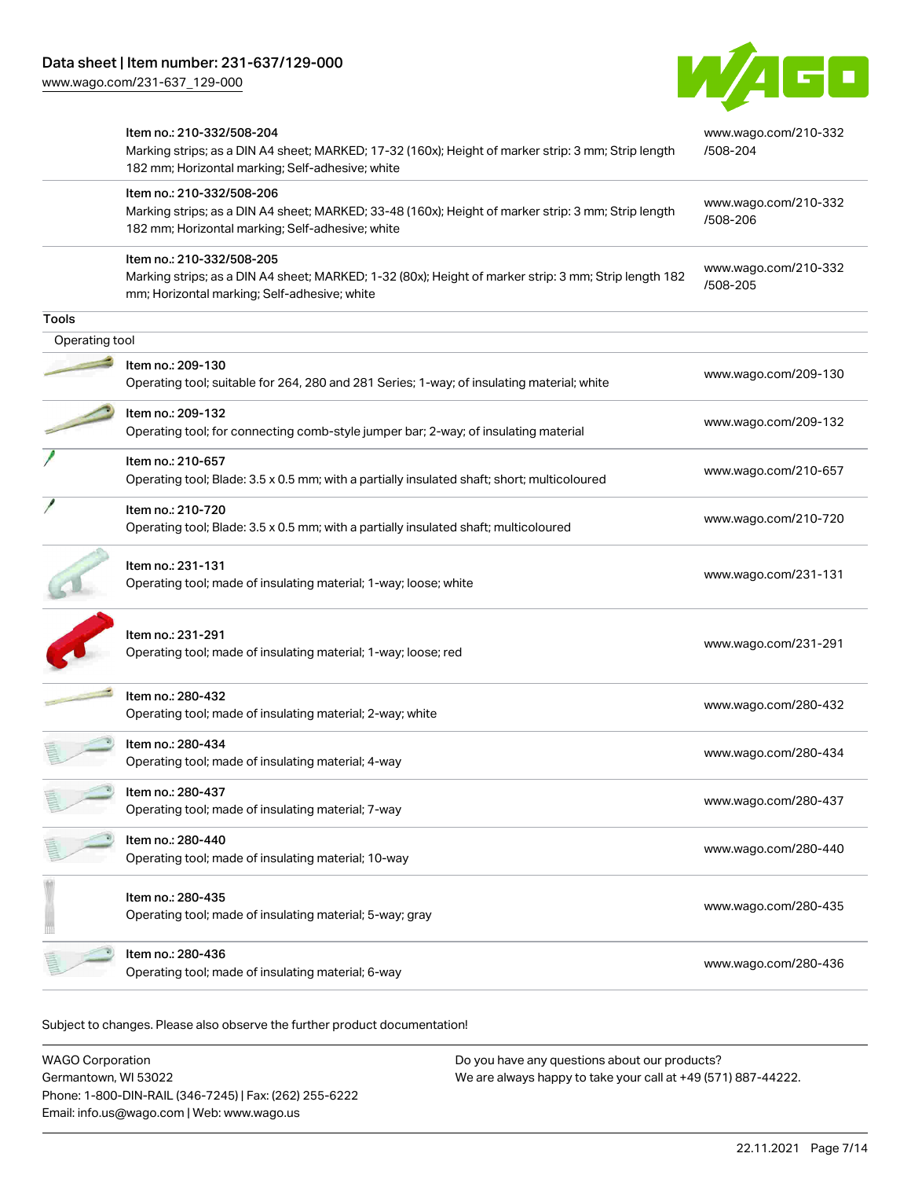| | | |
|---|---|---|
| | Item no.: 210-332/508-204<br>Marking strips; as a DIN A4 sheet; MARKED; 17-32 (160x); Height of marker strip: 3 mm; Strip length 182 mm; Horizontal marking; Self-adhesive; white | www.wago.com/210-332/508-204 |
| | Item no.: 210-332/508-206<br>Marking strips; as a DIN A4 sheet; MARKED; 33-48 (160x); Height of marker strip: 3 mm; Strip length 182 mm; Horizontal marking; Self-adhesive; white | www.wago.com/210-332/508-206 |
| | Item no.: 210-332/508-205<br>Marking strips; as a DIN A4 sheet; MARKED; 1-32 (80x); Height of marker strip: 3 mm; Strip length 182 mm; Horizontal marking; Self-adhesive; white | www.wago.com/210-332/508-205 |

**Tools**

Operating tool

| | | |
|---|---|---|
| | Item no.: 209-130<br>Operating tool; suitable for 264, 280 and 281 Series; 1-way; of insulating material; white | www.wago.com/209-130 |
| | Item no.: 209-132<br>Operating tool; for connecting comb-style jumper bar; 2-way; of insulating material | www.wago.com/209-132 |
| | Item no.: 210-657<br>Operating tool; Blade: 3.5 x 0.5 mm; with a partially insulated shaft; short; multicoloured | www.wago.com/210-657 |
| | Item no.: 210-720<br>Operating tool; Blade: 3.5 x 0.5 mm; with a partially insulated shaft; multicoloured | www.wago.com/210-720 |
| | Item no.: 231-131<br>Operating tool; made of insulating material; 1-way; loose; white | www.wago.com/231-131 |
| | Item no.: 231-291<br>Operating tool; made of insulating material; 1-way; loose; red | www.wago.com/231-291 |
| | Item no.: 280-432<br>Operating tool; made of insulating material; 2-way; white | www.wago.com/280-432 |
| | Item no.: 280-434<br>Operating tool; made of insulating material; 4-way | www.wago.com/280-434 |
| | Item no.: 280-437<br>Operating tool; made of insulating material; 7-way | www.wago.com/280-437 |
| | Item no.: 280-440<br>Operating tool; made of insulating material; 10-way | www.wago.com/280-440 |
| | Item no.: 280-435<br>Operating tool; made of insulating material; 5-way; gray | www.wago.com/280-435 |
| | Item no.: 280-436<br>Operating tool; made of insulating material; 6-way | www.wago.com/280-436 |

Subject to changes. Please also observe the further product documentation!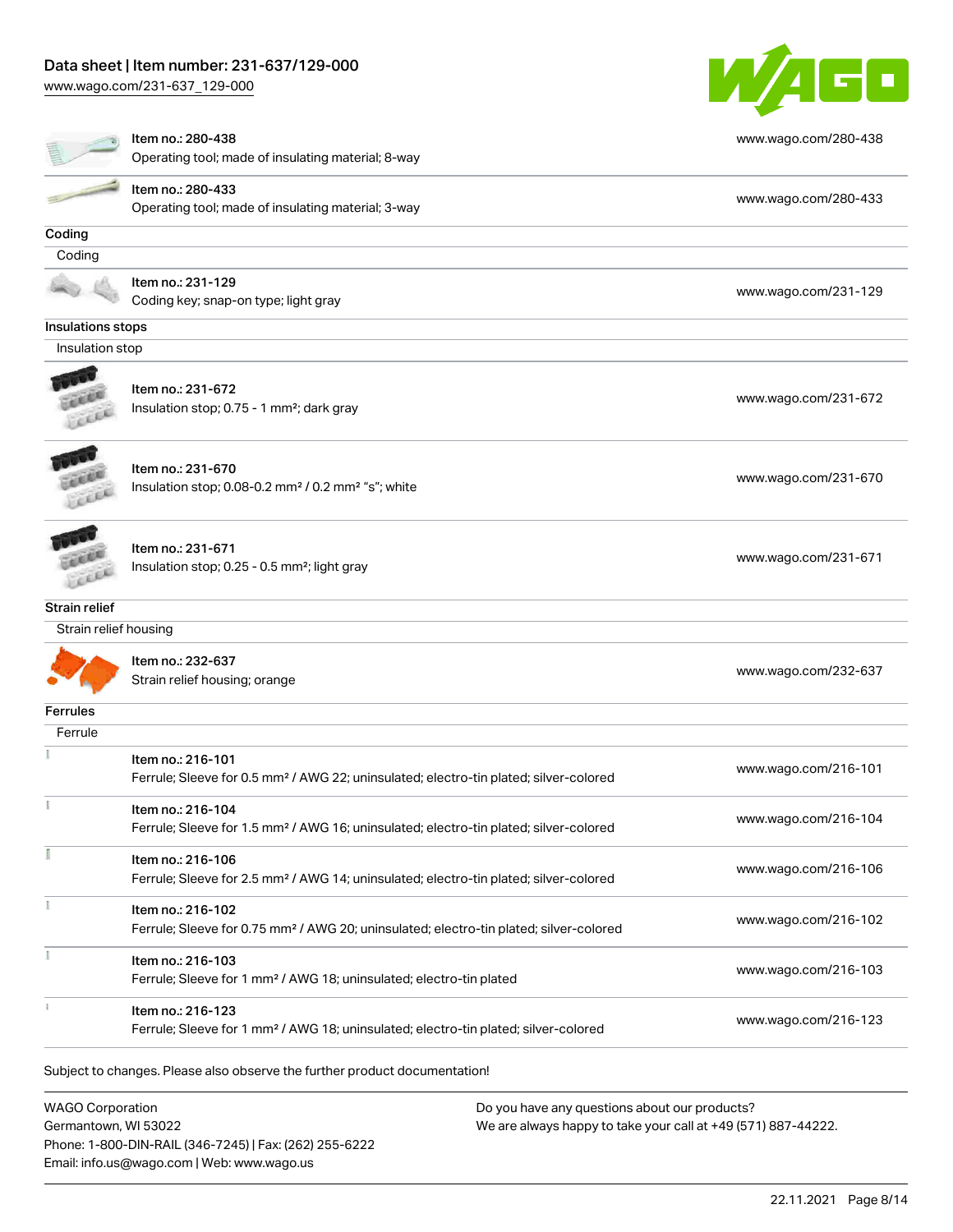| | | |
|---|---|---|
| Item no.: 280-438<br>Operating tool; made of insulating material; 8-way | | www.wago.com/280-438 |
| Item no.: 280-433<br>Operating tool; made of insulating material; 3-way | | www.wago.com/280-433 |

## Coding

Coding

| | |
|---|---|
| Item no.: 231-129<br>Coding key; snap-on type; light gray | www.wago.com/231-129 |

## Insulations stops

Insulation stop

| | |
|---|---|
| Item no.: 231-672<br>Insulation stop; 0.75 - 1 mm²; dark gray | www.wago.com/231-672 |
| Item no.: 231-670<br>Insulation stop; 0.08-0.2 mm² / 0.2 mm² "s"; white | www.wago.com/231-670 |
| Item no.: 231-671<br>Insulation stop; 0.25 - 0.5 mm²; light gray | www.wago.com/231-671 |

## Strain relief

Strain relief housing

| | |
|---|---|
| Item no.: 232-637<br>Strain relief housing; orange | www.wago.com/232-637 |

## Ferrules

Ferrule

| | |
|---|---|
| Item no.: 216-101<br>Ferrule; Sleeve for 0.5 mm² / AWG 22; uninsulated; electro-tin plated; silver-colored | www.wago.com/216-101 |
| Item no.: 216-104<br>Ferrule; Sleeve for 1.5 mm² / AWG 16; uninsulated; electro-tin plated; silver-colored | www.wago.com/216-104 |
| Item no.: 216-106<br>Ferrule; Sleeve for 2.5 mm² / AWG 14; uninsulated; electro-tin plated; silver-colored | www.wago.com/216-106 |
| Item no.: 216-102<br>Ferrule; Sleeve for 0.75 mm² / AWG 20; uninsulated; electro-tin plated; silver-colored | www.wago.com/216-102 |
| Item no.: 216-103<br>Ferrule; Sleeve for 1 mm² / AWG 18; uninsulated; electro-tin plated | www.wago.com/216-103 |
| Item no.: 216-123<br>Ferrule; Sleeve for 1 mm² / AWG 18; uninsulated; electro-tin plated; silver-colored | www.wago.com/216-123 |

Subject to changes. Please also observe the further product documentation!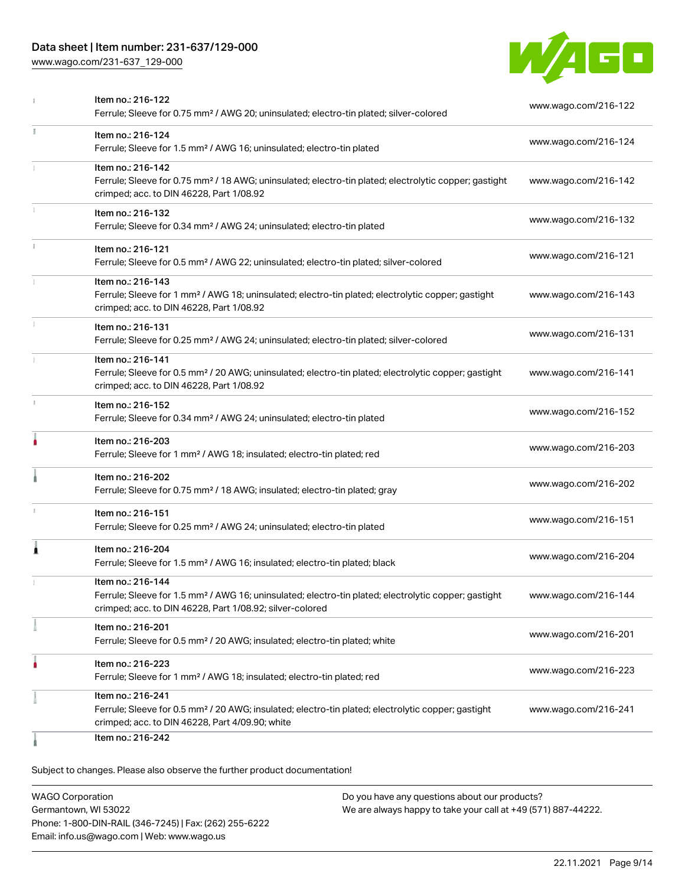| Item | Link |
| --- | --- |
| Item no.: 216-122<br>Ferrule; Sleeve for 0.75 mm² / AWG 20; uninsulated; electro-tin plated; silver-colored | www.wago.com/216-122 |
| Item no.: 216-124<br>Ferrule; Sleeve for 1.5 mm² / AWG 16; uninsulated; electro-tin plated | www.wago.com/216-124 |
| Item no.: 216-142<br>Ferrule; Sleeve for 0.75 mm² / 18 AWG; uninsulated; electro-tin plated; electrolytic copper; gastight crimped; acc. to DIN 46228, Part 1/08.92 | www.wago.com/216-142 |
| Item no.: 216-132<br>Ferrule; Sleeve for 0.34 mm² / AWG 24; uninsulated; electro-tin plated | www.wago.com/216-132 |
| Item no.: 216-121<br>Ferrule; Sleeve for 0.5 mm² / AWG 22; uninsulated; electro-tin plated; silver-colored | www.wago.com/216-121 |
| Item no.: 216-143<br>Ferrule; Sleeve for 1 mm² / AWG 18; uninsulated; electro-tin plated; electrolytic copper; gastight crimped; acc. to DIN 46228, Part 1/08.92 | www.wago.com/216-143 |
| Item no.: 216-131<br>Ferrule; Sleeve for 0.25 mm² / AWG 24; uninsulated; electro-tin plated; silver-colored | www.wago.com/216-131 |
| Item no.: 216-141<br>Ferrule; Sleeve for 0.5 mm² / 20 AWG; uninsulated; electro-tin plated; electrolytic copper; gastight crimped; acc. to DIN 46228, Part 1/08.92 | www.wago.com/216-141 |
| Item no.: 216-152<br>Ferrule; Sleeve for 0.34 mm² / AWG 24; uninsulated; electro-tin plated | www.wago.com/216-152 |
| Item no.: 216-203<br>Ferrule; Sleeve for 1 mm² / AWG 18; insulated; electro-tin plated; red | www.wago.com/216-203 |
| Item no.: 216-202<br>Ferrule; Sleeve for 0.75 mm² / 18 AWG; insulated; electro-tin plated; gray | www.wago.com/216-202 |
| Item no.: 216-151<br>Ferrule; Sleeve for 0.25 mm² / AWG 24; uninsulated; electro-tin plated | www.wago.com/216-151 |
| Item no.: 216-204<br>Ferrule; Sleeve for 1.5 mm² / AWG 16; insulated; electro-tin plated; black | www.wago.com/216-204 |
| Item no.: 216-144<br>Ferrule; Sleeve for 1.5 mm² / AWG 16; uninsulated; electro-tin plated; electrolytic copper; gastight crimped; acc. to DIN 46228, Part 1/08.92; silver-colored | www.wago.com/216-144 |
| Item no.: 216-201<br>Ferrule; Sleeve for 0.5 mm² / 20 AWG; insulated; electro-tin plated; white | www.wago.com/216-201 |
| Item no.: 216-223<br>Ferrule; Sleeve for 1 mm² / AWG 18; insulated; electro-tin plated; red | www.wago.com/216-223 |
| Item no.: 216-241<br>Ferrule; Sleeve for 0.5 mm² / 20 AWG; insulated; electro-tin plated; electrolytic copper; gastight crimped; acc. to DIN 46228, Part 4/09.90; white | www.wago.com/216-241 |
| Item no.: 216-242 | |

Subject to changes. Please also observe the further product documentation!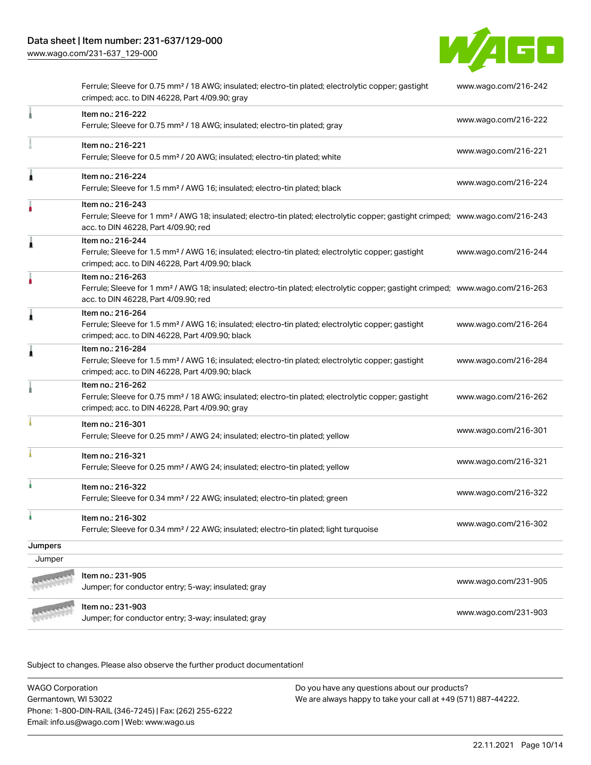| | | |
|---|---|---|
| | Ferrule; Sleeve for 0.75 mm² / 18 AWG; insulated; electro-tin plated; electrolytic copper; gastight crimped; acc. to DIN 46228, Part 4/09.90; gray | www.wago.com/216-242 |
| | Item no.: 216-222<br>Ferrule; Sleeve for 0.75 mm² / 18 AWG; insulated; electro-tin plated; gray | www.wago.com/216-222 |
| | Item no.: 216-221<br>Ferrule; Sleeve for 0.5 mm² / 20 AWG; insulated; electro-tin plated; white | www.wago.com/216-221 |
| | Item no.: 216-224<br>Ferrule; Sleeve for 1.5 mm² / AWG 16; insulated; electro-tin plated; black | www.wago.com/216-224 |
| | Item no.: 216-243<br>Ferrule; Sleeve for 1 mm² / AWG 18; insulated; electro-tin plated; electrolytic copper; gastight crimped; acc. to DIN 46228, Part 4/09.90; red | www.wago.com/216-243 |
| | Item no.: 216-244<br>Ferrule; Sleeve for 1.5 mm² / AWG 16; insulated; electro-tin plated; electrolytic copper; gastight crimped; acc. to DIN 46228, Part 4/09.90; black | www.wago.com/216-244 |
| | Item no.: 216-263<br>Ferrule; Sleeve for 1 mm² / AWG 18; insulated; electro-tin plated; electrolytic copper; gastight crimped; acc. to DIN 46228, Part 4/09.90; red | www.wago.com/216-263 |
| | Item no.: 216-264<br>Ferrule; Sleeve for 1.5 mm² / AWG 16; insulated; electro-tin plated; electrolytic copper; gastight crimped; acc. to DIN 46228, Part 4/09.90; black | www.wago.com/216-264 |
| | Item no.: 216-284<br>Ferrule; Sleeve for 1.5 mm² / AWG 16; insulated; electro-tin plated; electrolytic copper; gastight crimped; acc. to DIN 46228, Part 4/09.90; black | www.wago.com/216-284 |
| | Item no.: 216-262<br>Ferrule; Sleeve for 0.75 mm² / 18 AWG; insulated; electro-tin plated; electrolytic copper; gastight crimped; acc. to DIN 46228, Part 4/09.90; gray | www.wago.com/216-262 |
| | Item no.: 216-301<br>Ferrule; Sleeve for 0.25 mm² / AWG 24; insulated; electro-tin plated; yellow | www.wago.com/216-301 |
| | Item no.: 216-321<br>Ferrule; Sleeve for 0.25 mm² / AWG 24; insulated; electro-tin plated; yellow | www.wago.com/216-321 |
| | Item no.: 216-322<br>Ferrule; Sleeve for 0.34 mm² / 22 AWG; insulated; electro-tin plated; green | www.wago.com/216-322 |
| | Item no.: 216-302<br>Ferrule; Sleeve for 0.34 mm² / 22 AWG; insulated; electro-tin plated; light turquoise | www.wago.com/216-302 |

**Jumpers**

Jumper

| | | |
|---|---|---|
| | Item no.: 231-905<br>Jumper; for conductor entry; 5-way; insulated; gray | www.wago.com/231-905 |
| | Item no.: 231-903<br>Jumper; for conductor entry; 3-way; insulated; gray | www.wago.com/231-903 |

Subject to changes. Please also observe the further product documentation!

WAGO Corporation
Germantown, WI 53022
Phone: 1-800-DIN-RAIL (346-7245) | Fax: (262) 255-6222
Email: info.us@wago.com | Web: www.wago.us

Do you have any questions about our products?
We are always happy to take your call at +49 (571) 887-44222.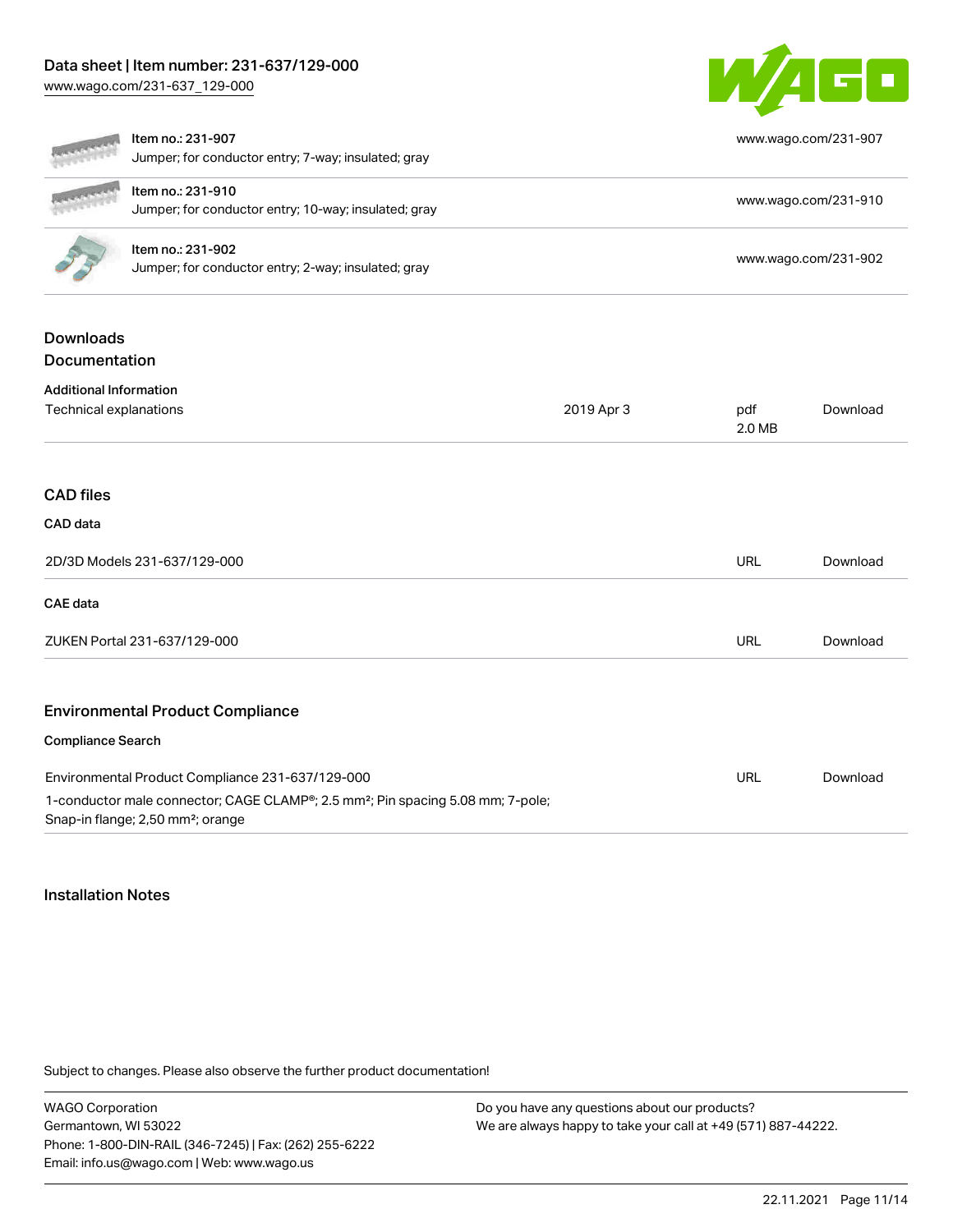| Item | Description | URL |
| --- | --- | --- |
| Item no.: 231-907 | Jumper; for conductor entry; 7-way; insulated; gray | www.wago.com/231-907 |
| Item no.: 231-910 | Jumper; for conductor entry; 10-way; insulated; gray | www.wago.com/231-910 |
| Item no.: 231-902 | Jumper; for conductor entry; 2-way; insulated; gray | www.wago.com/231-902 |

## Downloads
## Documentation

**Additional Information**

| | | | |
| --- | --- | --- | --- |
| Technical explanations | 2019 Apr 3 | pdf 2.0 MB | Download |

## CAD files

**CAD data**

| | | |
| --- | --- | --- |
| 2D/3D Models 231-637/129-000 | URL | Download |

**CAE data**

| | | |
| --- | --- | --- |
| ZUKEN Portal 231-637/129-000 | URL | Download |

## Environmental Product Compliance

**Compliance Search**

| | | |
| --- | --- | --- |
| Environmental Product Compliance 231-637/129-000<br>1-conductor male connector; CAGE CLAMP®; 2.5 mm²; Pin spacing 5.08 mm; 7-pole; Snap-in flange; 2,50 mm²; orange | URL | Download |

## Installation Notes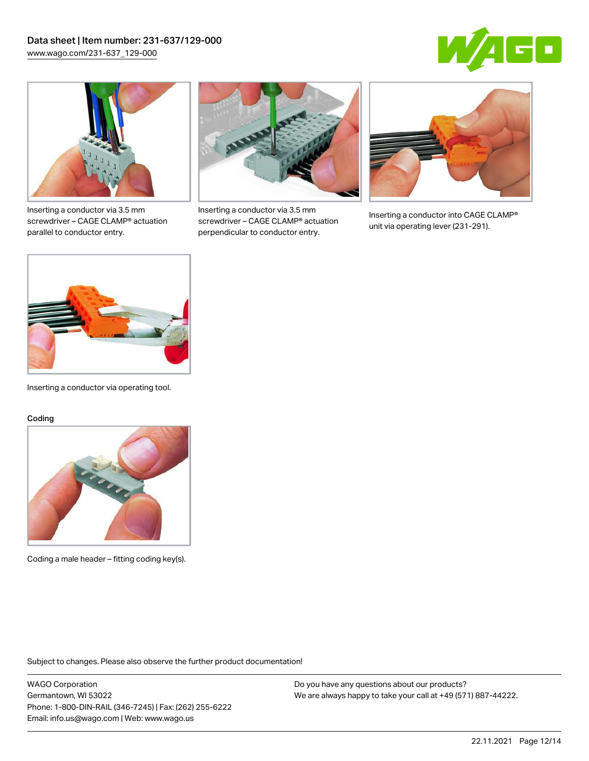Inserting a conductor via 3.5 mm screwdriver – CAGE CLAMP® actuation parallel to conductor entry.

Inserting a conductor via 3.5 mm screwdriver – CAGE CLAMP® actuation perpendicular to conductor entry.

Inserting a conductor into CAGE CLAMP® unit via operating lever (231-291).

Inserting a conductor via operating tool.

## Coding

Coding a male header – fitting coding key(s).

Subject to changes. Please also observe the further product documentation!

WAGO Corporation
Germantown, WI 53022
Phone: 1-800-DIN-RAIL (346-7245) | Fax: (262) 255-6222
Email: info.us@wago.com | Web: www.wago.us

Do you have any questions about our products?
We are always happy to take your call at +49 (571) 887-44222.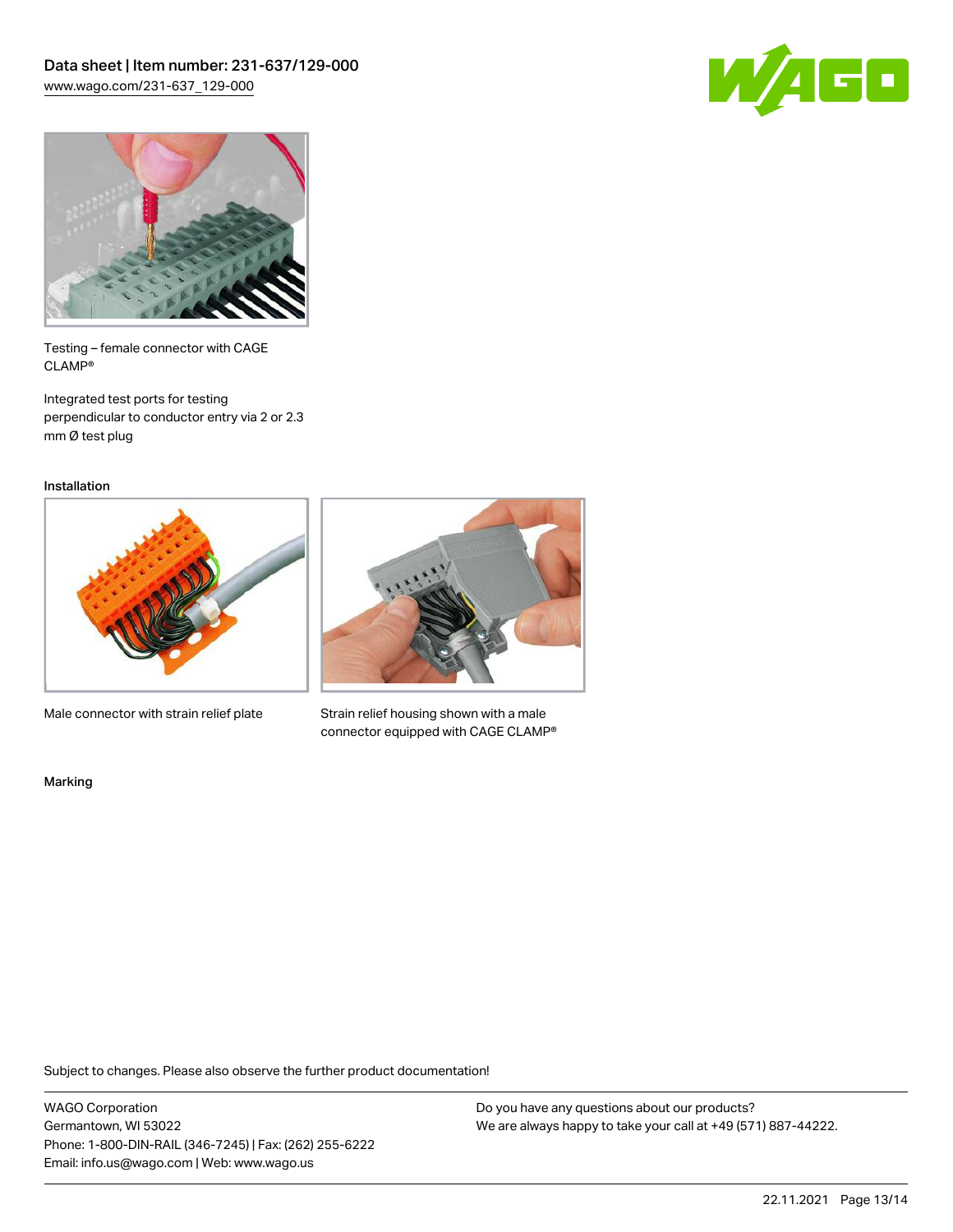Testing – female connector with CAGE CLAMP®

Integrated test ports for testing perpendicular to conductor entry via 2 or 2.3 mm Ø test plug

## Installation

Male connector with strain relief plate

Strain relief housing shown with a male connector equipped with CAGE CLAMP®

## Marking

Subject to changes. Please also observe the further product documentation!

WAGO Corporation
Germantown, WI 53022
Phone: 1-800-DIN-RAIL (346-7245) | Fax: (262) 255-6222
Email: info.us@wago.com | Web: www.wago.us

Do you have any questions about our products?
We are always happy to take your call at +49 (571) 887-44222.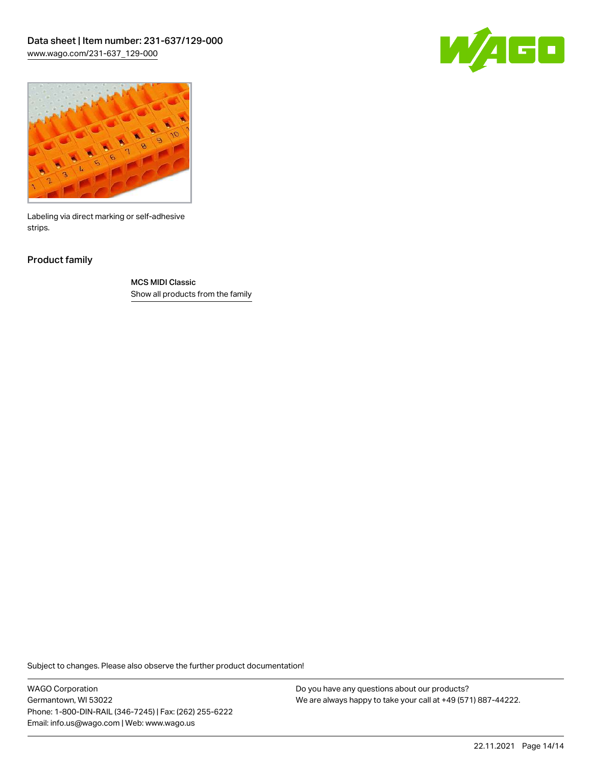Labeling via direct marking or self-adhesive strips.

## Product family

MCS MIDI Classic
Show all products from the family

Subject to changes. Please also observe the further product documentation!

WAGO Corporation
Germantown, WI 53022
Phone: 1-800-DIN-RAIL (346-7245) | Fax: (262) 255-6222
Email: info.us@wago.com | Web: www.wago.us

Do you have any questions about our products?
We are always happy to take your call at +49 (571) 887-44222.